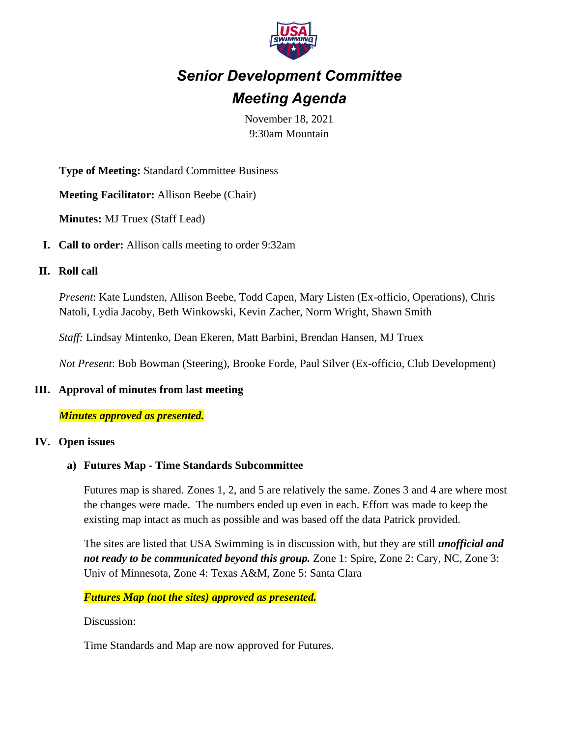# *Senior Development Committee*

# *Meeting Agenda*

November 18, 2021
9:30am Mountain

**Type of Meeting:** Standard Committee Business

**Meeting Facilitator:** Allison Beebe (Chair)

**Minutes:** MJ Truex (Staff Lead)

**I. Call to order:** Allison calls meeting to order 9:32am

**II. Roll call**

*Present*: Kate Lundsten, Allison Beebe, Todd Capen, Mary Listen (Ex-officio, Operations), Chris Natoli, Lydia Jacoby, Beth Winkowski, Kevin Zacher, Norm Wright, Shawn Smith

*Staff:* Lindsay Mintenko, Dean Ekeren, Matt Barbini, Brendan Hansen, MJ Truex

*Not Present*: Bob Bowman (Steering), Brooke Forde, Paul Silver (Ex-officio, Club Development)

**III. Approval of minutes from last meeting**

***Minutes approved as presented.***

**IV. Open issues**

**a) Futures Map - Time Standards Subcommittee**

Futures map is shared. Zones 1, 2, and 5 are relatively the same. Zones 3 and 4 are where most the changes were made. The numbers ended up even in each. Effort was made to keep the existing map intact as much as possible and was based off the data Patrick provided.

The sites are listed that USA Swimming is in discussion with, but they are still ***unofficial and not ready to be communicated beyond this group.*** Zone 1: Spire, Zone 2: Cary, NC, Zone 3: Univ of Minnesota, Zone 4: Texas A&M, Zone 5: Santa Clara

***Futures Map (not the sites) approved as presented.***

Discussion:

Time Standards and Map are now approved for Futures.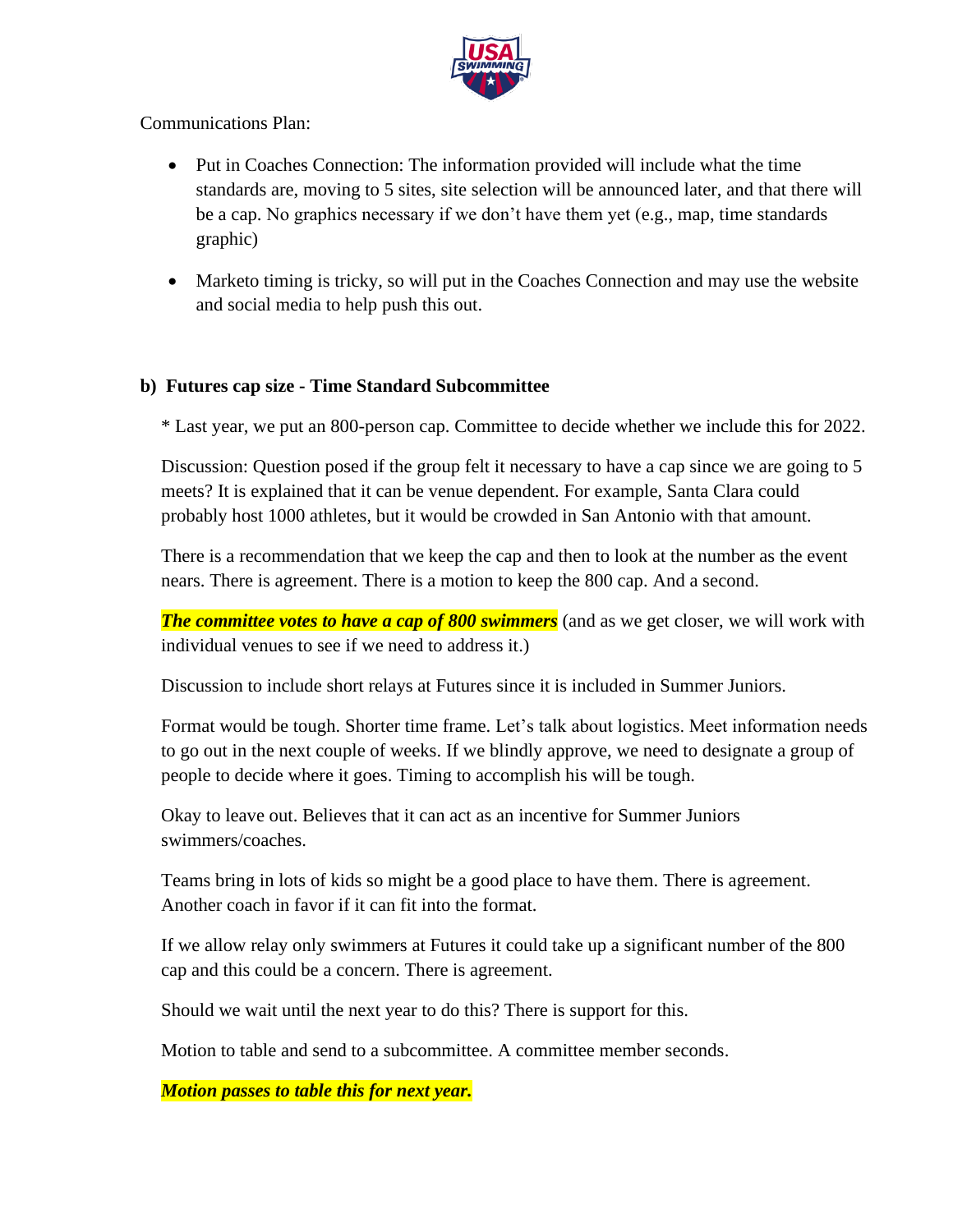Communications Plan:

- Put in Coaches Connection: The information provided will include what the time standards are, moving to 5 sites, site selection will be announced later, and that there will be a cap. No graphics necessary if we don't have them yet (e.g., map, time standards graphic)

- Marketo timing is tricky, so will put in the Coaches Connection and may use the website and social media to help push this out.

**b) Futures cap size - Time Standard Subcommittee**

\* Last year, we put an 800-person cap. Committee to decide whether we include this for 2022.

Discussion: Question posed if the group felt it necessary to have a cap since we are going to 5 meets? It is explained that it can be venue dependent. For example, Santa Clara could probably host 1000 athletes, but it would be crowded in San Antonio with that amount.

There is a recommendation that we keep the cap and then to look at the number as the event nears. There is agreement. There is a motion to keep the 800 cap. And a second.

***The committee votes to have a cap of 800 swimmers*** (and as we get closer, we will work with individual venues to see if we need to address it.)

Discussion to include short relays at Futures since it is included in Summer Juniors.

Format would be tough. Shorter time frame. Let's talk about logistics. Meet information needs to go out in the next couple of weeks. If we blindly approve, we need to designate a group of people to decide where it goes. Timing to accomplish his will be tough.

Okay to leave out. Believes that it can act as an incentive for Summer Juniors swimmers/coaches.

Teams bring in lots of kids so might be a good place to have them. There is agreement. Another coach in favor if it can fit into the format.

If we allow relay only swimmers at Futures it could take up a significant number of the 800 cap and this could be a concern. There is agreement.

Should we wait until the next year to do this? There is support for this.

Motion to table and send to a subcommittee. A committee member seconds.

***Motion passes to table this for next year.***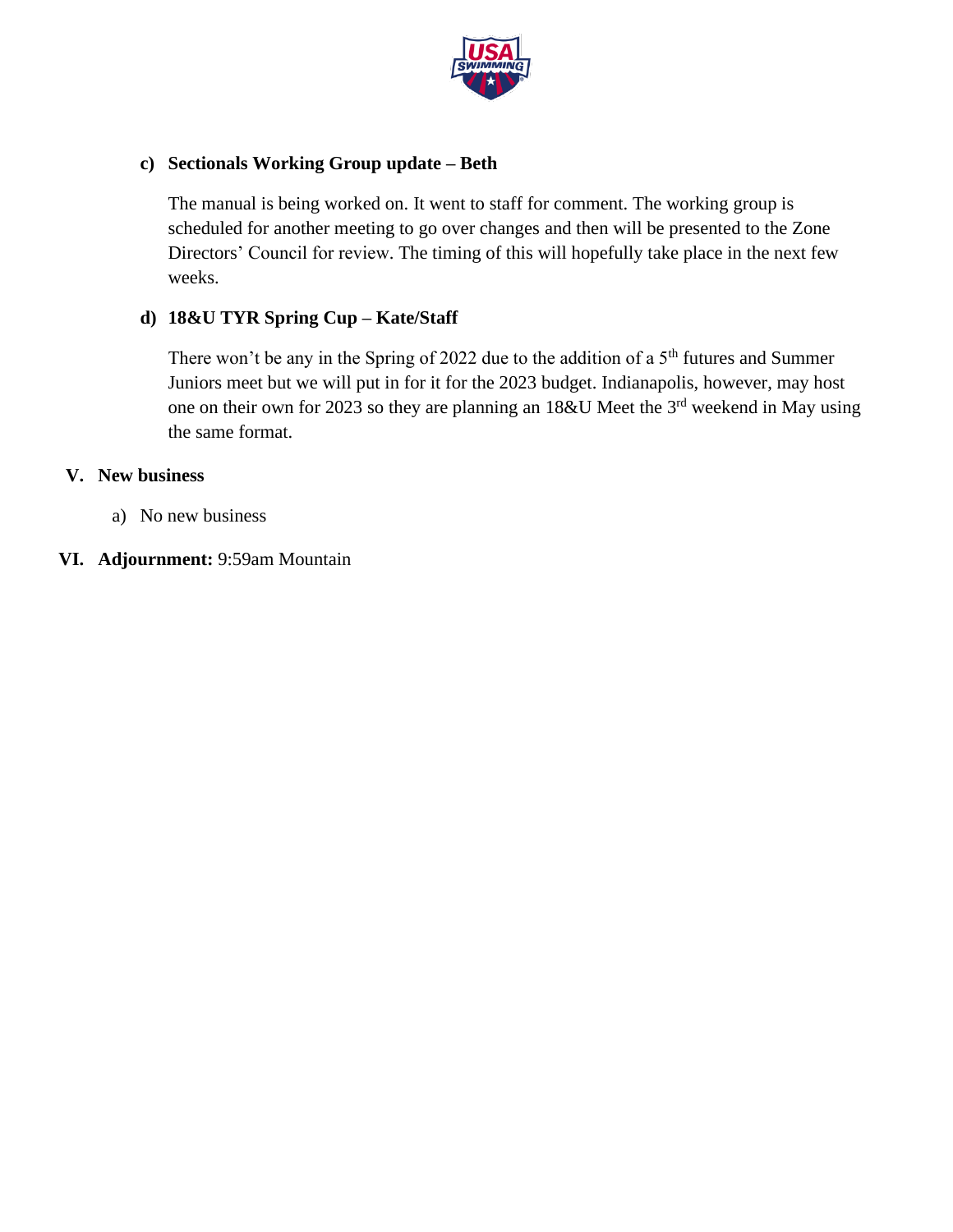**c) Sectionals Working Group update – Beth**

The manual is being worked on. It went to staff for comment. The working group is scheduled for another meeting to go over changes and then will be presented to the Zone Directors' Council for review. The timing of this will hopefully take place in the next few weeks.

**d) 18&U TYR Spring Cup – Kate/Staff**

There won't be any in the Spring of 2022 due to the addition of a 5th futures and Summer Juniors meet but we will put in for it for the 2023 budget. Indianapolis, however, may host one on their own for 2023 so they are planning an 18&U Meet the 3rd weekend in May using the same format.

## V. New business

a) No new business

## VI. Adjournment: 9:59am Mountain